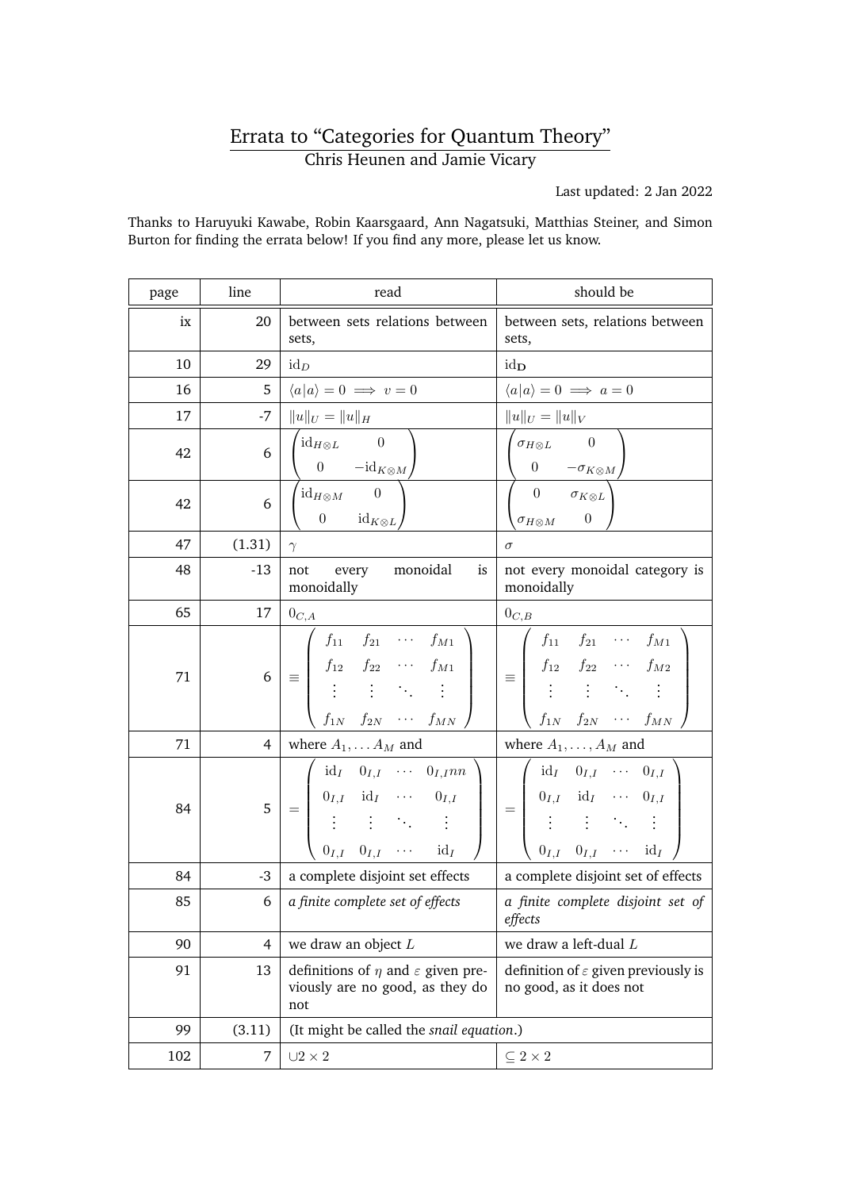# Errata to "Categories for Quantum Theory"

Chris Heunen and Jamie Vicary

Last updated: 2 Jan 2022

Thanks to Haruyuki Kawabe, Robin Kaarsgaard, Ann Nagatsuki, Matthias Steiner, and Simon Burton for finding the errata below! If you find any more, please let us know.

| page | line | read | should be |
|---|---|---|---|
| ix | 20 | between sets relations between sets, | between sets, relations between sets, |
| 10 | 29 | $\mathrm{id}_D$ | $\mathrm{id}_{\mathbf{D}}$ |
| 16 | 5 | $\langle a\|a\rangle = 0 \implies v = 0$ | $\langle a\|a\rangle = 0 \implies a = 0$ |
| 17 | -7 | $\\|u\\|_U = \\|u\\|_H$ | $\\|u\\|_U = \\|u\\|_V$ |
| 42 | 6 | $\begin{pmatrix} \mathrm{id}_{H\otimes L} & 0 \\ 0 & -\mathrm{id}_{K\otimes M} \end{pmatrix}$ | $\begin{pmatrix} \sigma_{H\otimes L} & 0 \\ 0 & -\sigma_{K\otimes M} \end{pmatrix}$ |
| 42 | 6 | $\begin{pmatrix} \mathrm{id}_{H\otimes M} & 0 \\ 0 & \mathrm{id}_{K\otimes L} \end{pmatrix}$ | $\begin{pmatrix} 0 & \sigma_{K\otimes L} \\ \sigma_{H\otimes M} & 0 \end{pmatrix}$ |
| 47 | (1.31) | $\gamma$ | $\sigma$ |
| 48 | -13 | not every monoidal is monoidally | not every monoidal category is monoidally |
| 65 | 17 | $0_{C,A}$ | $0_{C,B}$ |
| 71 | 6 | $\equiv \begin{pmatrix} f_{11} & f_{21} & \cdots & f_{M1} \\ f_{12} & f_{22} & \cdots & f_{M1} \\ \vdots & \vdots & \ddots & \vdots \\ f_{1N} & f_{2N} & \cdots & f_{MN} \end{pmatrix}$ | $\equiv \begin{pmatrix} f_{11} & f_{21} & \cdots & f_{M1} \\ f_{12} & f_{22} & \cdots & f_{M2} \\ \vdots & \vdots & \ddots & \vdots \\ f_{1N} & f_{2N} & \cdots & f_{MN} \end{pmatrix}$ |
| 71 | 4 | where $A_1, \ldots A_M$ and | where $A_1, \ldots, A_M$ and |
| 84 | 5 | $= \begin{pmatrix} \mathrm{id}_I & 0_{I,I} & \cdots & 0_{I,I}nn \\ 0_{I,I} & \mathrm{id}_I & \cdots & 0_{I,I} \\ \vdots & \vdots & \ddots & \vdots \\ 0_{I,I} & 0_{I,I} & \cdots & \mathrm{id}_I \end{pmatrix}$ | $= \begin{pmatrix} \mathrm{id}_I & 0_{I,I} & \cdots & 0_{I,I} \\ 0_{I,I} & \mathrm{id}_I & \cdots & 0_{I,I} \\ \vdots & \vdots & \ddots & \vdots \\ 0_{I,I} & 0_{I,I} & \cdots & \mathrm{id}_I \end{pmatrix}$ |
| 84 | -3 | a complete disjoint set effects | a complete disjoint set of effects |
| 85 | 6 | *a finite complete set of effects* | *a finite complete disjoint set of effects* |
| 90 | 4 | we draw an object $L$ | we draw a left-dual $L$ |
| 91 | 13 | definitions of $\eta$ and $\varepsilon$ given previously are no good, as they do not | definition of $\varepsilon$ given previously is no good, as it does not |
| 99 | (3.11) | (It might be called the *snail equation*.) | |
| 102 | 7 | $\cup 2 \times 2$ | $\subseteq 2 \times 2$ |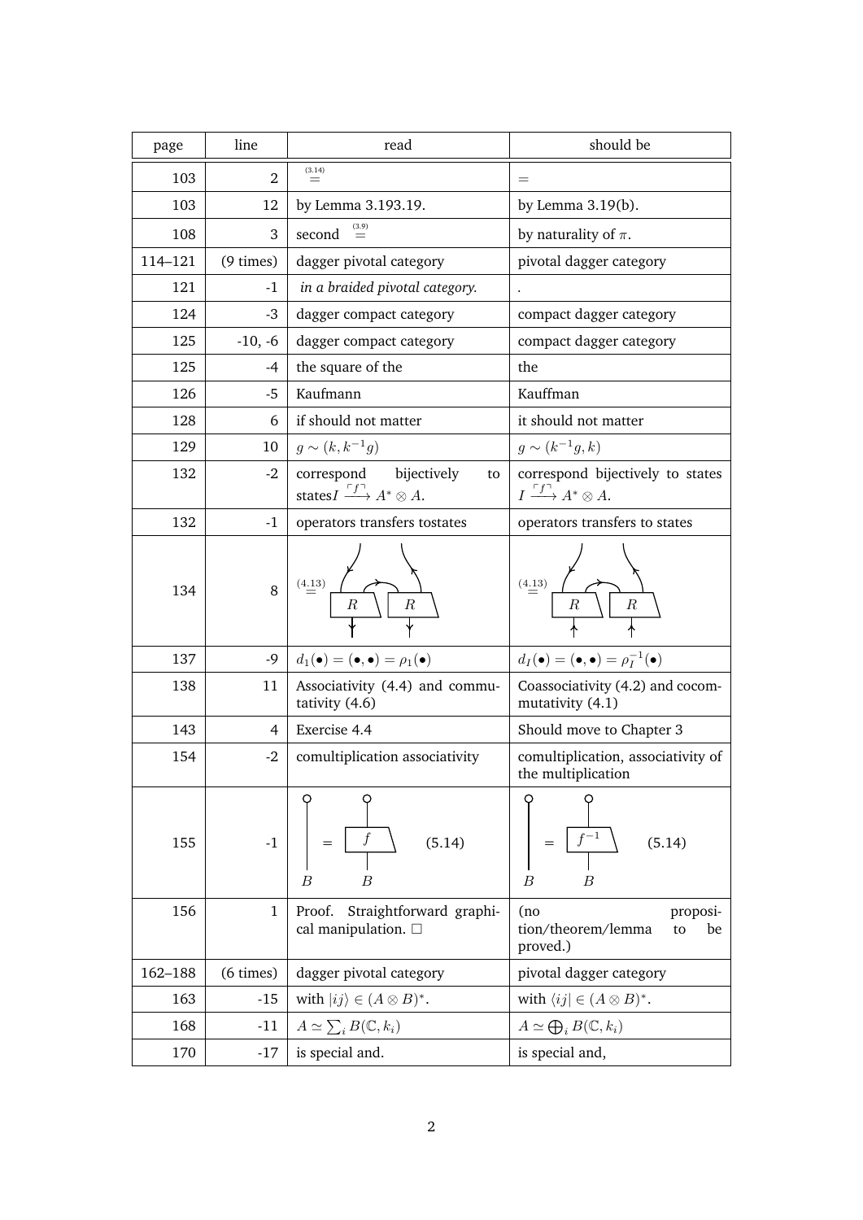| page | line | read | should be |
|---|---|---|---|
| 103 | 2 | $\overset{(3.14)}{=}$ | $=$ |
| 103 | 12 | by Lemma 3.193.19. | by Lemma 3.19(b). |
| 108 | 3 | second $\overset{(3.9)}{=}$ | by naturality of $\pi$. |
| 114–121 | (9 times) | dagger pivotal category | pivotal dagger category |
| 121 | -1 | *in a braided pivotal category.* | . |
| 124 | -3 | dagger compact category | compact dagger category |
| 125 | -10, -6 | dagger compact category | compact dagger category |
| 125 | -4 | the square of the | the |
| 126 | -5 | Kaufmann | Kauffman |
| 128 | 6 | if should not matter | it should not matter |
| 129 | 10 | $g \sim (k, k^{-1}g)$ | $g \sim (k^{-1}g, k)$ |
| 132 | -2 | correspond bijectively to states$I \xrightarrow{\ulcorner f \urcorner} A^* \otimes A$. | correspond bijectively to states $I \xrightarrow{\ulcorner f \urcorner} A^* \otimes A$. |
| 132 | -1 | operators transfers tostates | operators transfers to states |
| 134 | 8 | $\overset{(4.13)}{=}$ [diagram with $R$, $R$] | $\overset{(4.13)}{=}$ [diagram with $R$, $R$] |
| 137 | -9 | $d_1(\bullet) = (\bullet, \bullet) = \rho_1(\bullet)$ | $d_I(\bullet) = (\bullet, \bullet) = \rho_I^{-1}(\bullet)$ |
| 138 | 11 | Associativity (4.4) and commutativity (4.6) | Coassociativity (4.2) and cocommutativity (4.1) |
| 143 | 4 | Exercise 4.4 | Should move to Chapter 3 |
| 154 | -2 | comultiplication associativity | comultiplication, associativity of the multiplication |
| 155 | -1 | [diagram: $B$ = $f$ $B$] (5.14) | [diagram: $B$ = $f^{-1}$ $B$] (5.14) |
| 156 | 1 | Proof. Straightforward graphical manipulation. □ | (no proposition/theorem/lemma to be proved.) |
| 162–188 | (6 times) | dagger pivotal category | pivotal dagger category |
| 163 | -15 | with $\|ij\rangle \in (A \otimes B)^*$. | with $\langle ij\| \in (A \otimes B)^*$. |
| 168 | -11 | $A \simeq \sum_i B(\mathbb{C}, k_i)$ | $A \simeq \bigoplus_i B(\mathbb{C}, k_i)$ |
| 170 | -17 | is special and. | is special and, |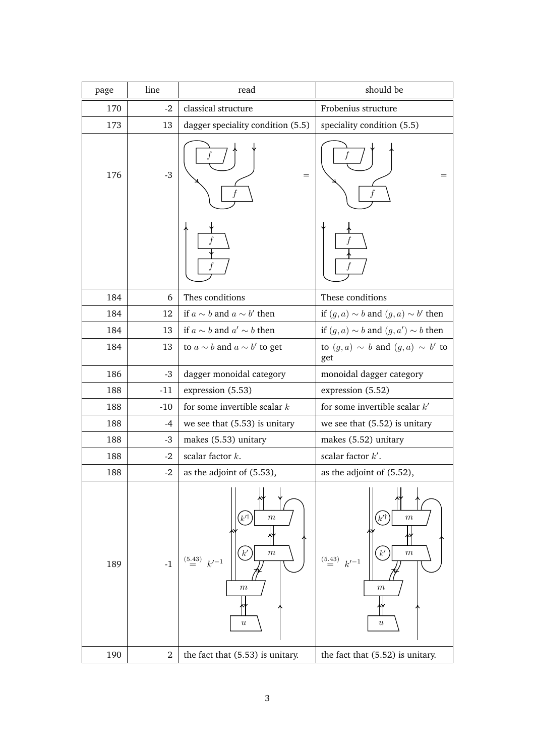| page | line | read | should be |
| --- | --- | --- | --- |
| 170 | -2 | classical structure | Frobenius structure |
| 173 | 13 | dagger speciality condition (5.5) | speciality condition (5.5) |
| 176 | -3 | (diagram) = (diagram) | (diagram) = (diagram) |
| 184 | 6 | Thes conditions | These conditions |
| 184 | 12 | if $a \sim b$ and $a \sim b'$ then | if $(g, a) \sim b$ and $(g, a) \sim b'$ then |
| 184 | 13 | if $a \sim b$ and $a' \sim b$ then | if $(g, a) \sim b$ and $(g, a') \sim b$ then |
| 184 | 13 | to $a \sim b$ and $a \sim b'$ to get | to $(g, a) \sim b$ and $(g, a) \sim b'$ to get |
| 186 | -3 | dagger monoidal category | monoidal dagger category |
| 188 | -11 | expression (5.53) | expression (5.52) |
| 188 | -10 | for some invertible scalar $k$ | for some invertible scalar $k'$ |
| 188 | -4 | we see that (5.53) is unitary | we see that (5.52) is unitary |
| 188 | -3 | makes (5.53) unitary | makes (5.52) unitary |
| 188 | -2 | scalar factor $k$. | scalar factor $k'$. |
| 188 | -2 | as the adjoint of (5.53), | as the adjoint of (5.52), |
| 189 | -1 | $\overset{(5.43)}{=} \; k'^{-1}$ (diagram) | $\overset{(5.43)}{=} \; k'^{-1}$ (diagram) |
| 190 | 2 | the fact that (5.53) is unitary. | the fact that (5.52) is unitary. |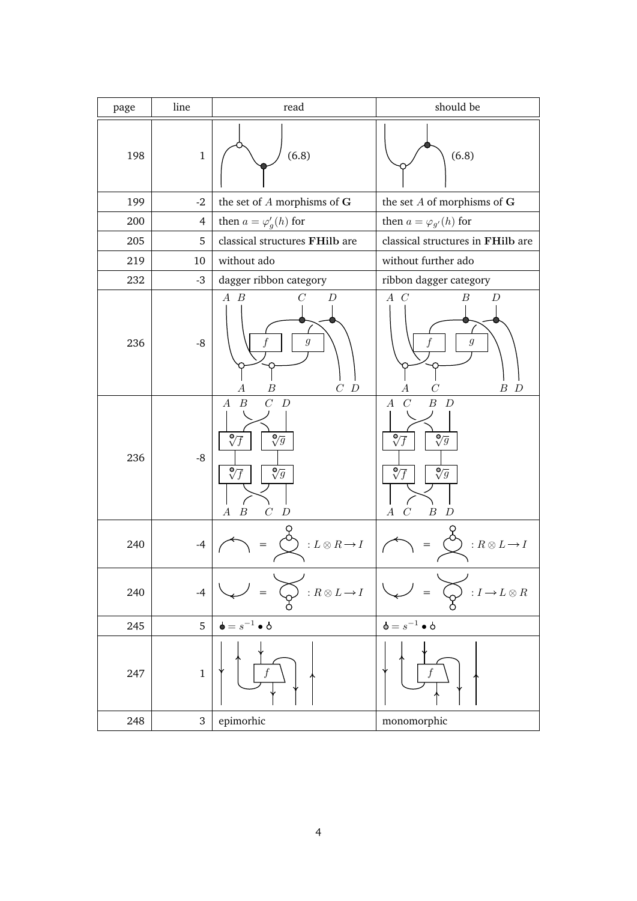| page | line | read | should be |
|---|---|---|---|
| 198 | 1 | (6.8) | (6.8) |
| 199 | -2 | the set of $A$ morphisms of **G** | the set $A$ of morphisms of **G** |
| 200 | 4 | then $a = \varphi'_g(h)$ for | then $a = \varphi_{g'}(h)$ for |
| 205 | 5 | classical structures **FHilb** are | classical structures in **FHilb** are |
| 219 | 10 | without ado | without further ado |
| 232 | -3 | dagger ribbon category | ribbon dagger category |
| 236 | -8 | $A$ $B$ $C$ $D$ / $f$ $g$ / $A$ $B$ $C$ $D$ | $A$ $C$ $B$ $D$ / $f$ $g$ / $A$ $C$ $B$ $D$ |
| 236 | -8 | $A$ $B$ $C$ $D$ / $\sqrt[\circ]{f}$ $\sqrt[\circ]{g}$ / $\sqrt[\circ]{f}$ $\sqrt[\circ]{g}$ / $A$ $B$ $C$ $D$ | $A$ $C$ $B$ $D$ / $\sqrt[\circ]{f}$ $\sqrt[\circ]{g}$ / $\sqrt[\circ]{f}$ $\sqrt[\circ]{g}$ / $A$ $C$ $B$ $D$ |
| 240 | -4 | $=$ $: L \otimes R \to I$ | $=$ $: R \otimes L \to I$ |
| 240 | -4 | $=$ $: R \otimes L \to I$ | $=$ $: I \to L \otimes R$ |
| 245 | 5 | $= s^{-1} \bullet$ | $= s^{-1} \bullet$ |
| 247 | 1 | $f$ | $f$ |
| 248 | 3 | epimorhic | monomorphic |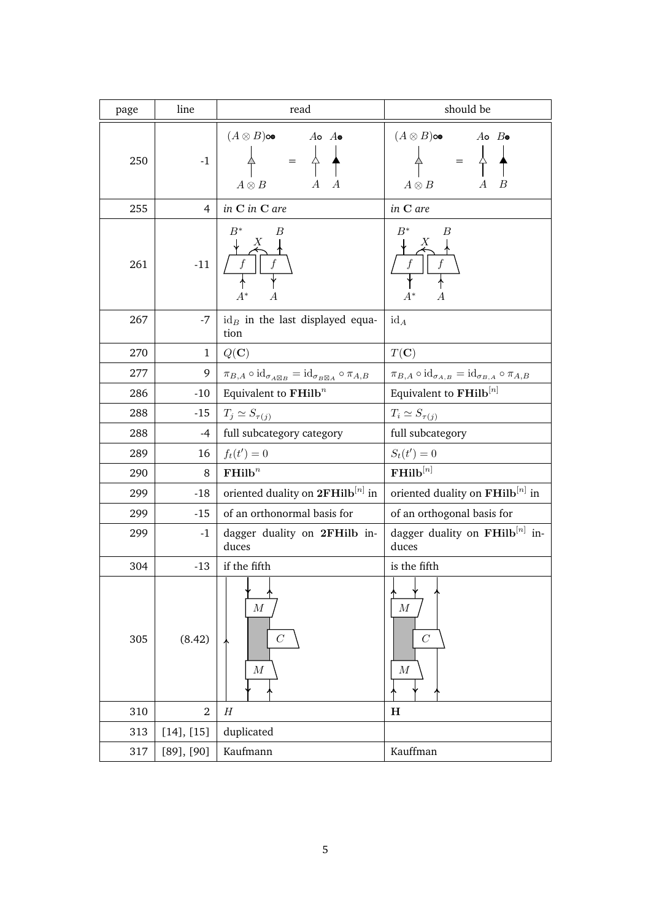| page | line | read | should be |
|---|---|---|---|
| 250 | -1 | $(A \otimes B)$ ∘• $A\circ$ $A\bullet$ = $A \otimes B$ $A$ $A$ | $(A \otimes B)$ ∘• $A\circ$ $B\bullet$ = $A \otimes B$ $A$ $B$ |
| 255 | 4 | *in* $\mathbf{C}$ *in* $\mathbf{C}$ *are* | *in* $\mathbf{C}$ *are* |
| 261 | -11 | $B^*$ $X$ $B$ $f$ $f$ $A^*$ $A$ | $B^*$ $X$ $B$ $f$ $f$ $A^*$ $A$ |
| 267 | -7 | $\mathrm{id}_B$ in the last displayed equation | $\mathrm{id}_A$ |
| 270 | 1 | $Q(\mathbf{C})$ | $T(\mathbf{C})$ |
| 277 | 9 | $\pi_{B,A} \circ \mathrm{id}_{\sigma_{A \boxtimes B}} = \mathrm{id}_{\sigma_{B \boxtimes A}} \circ \pi_{A,B}$ | $\pi_{B,A} \circ \mathrm{id}_{\sigma_{A,B}} = \mathrm{id}_{\sigma_{B,A}} \circ \pi_{A,B}$ |
| 286 | -10 | Equivalent to $\mathbf{FHilb}^n$ | Equivalent to $\mathbf{FHilb}^{[n]}$ |
| 288 | -15 | $T_j \simeq S_{\tau(j)}$ | $T_i \simeq S_{\tau(j)}$ |
| 288 | -4 | full subcategory category | full subcategory |
| 289 | 16 | $f_t(t') = 0$ | $S_t(t') = 0$ |
| 290 | 8 | $\mathbf{FHilb}^n$ | $\mathbf{FHilb}^{[n]}$ |
| 299 | -18 | oriented duality on $\mathbf{2FHilb}^{[n]}$ in | oriented duality on $\mathbf{FHilb}^{[n]}$ in |
| 299 | -15 | of an orthonormal basis for | of an orthogonal basis for |
| 299 | -1 | dagger duality on $\mathbf{2FHilb}$ induces | dagger duality on $\mathbf{FHilb}^{[n]}$ induces |
| 304 | -13 | if the fifth | is the fifth |
| 305 | (8.42) | $M$ $C$ $M$ | $M$ $C$ $M$ |
| 310 | 2 | $H$ | $\mathbf{H}$ |
| 313 | [14], [15] | duplicated | |
| 317 | [89], [90] | Kaufmann | Kauffman |